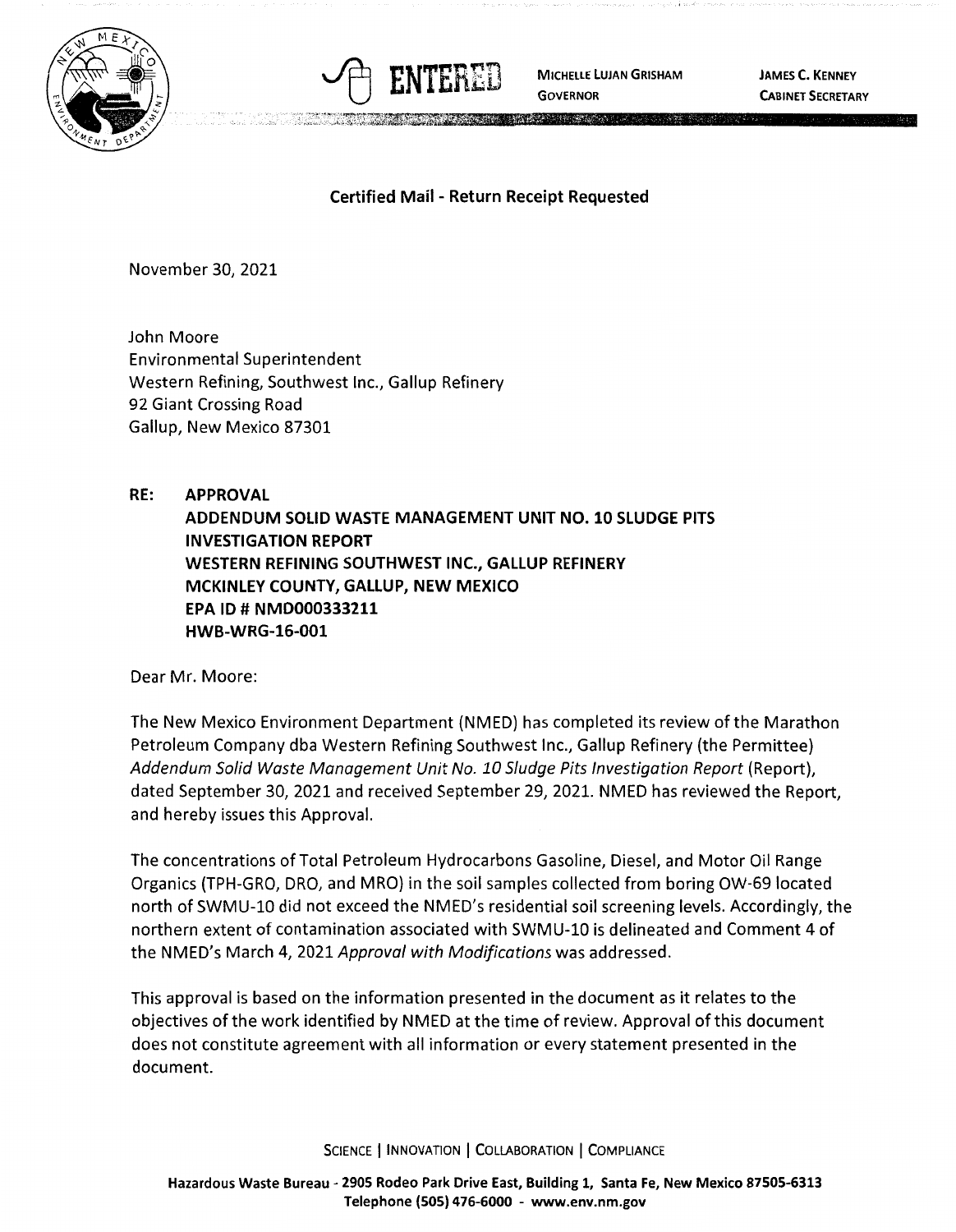ENTERED

MICHELLE LUJAN GRISHAM
GOVERNOR

JAMES C. KENNEY
CABINET SECRETARY

**Certified Mail - Return Receipt Requested**

November 30, 2021

John Moore
Environmental Superintendent
Western Refining, Southwest Inc., Gallup Refinery
92 Giant Crossing Road
Gallup, New Mexico 87301

**RE: APPROVAL**
**ADDENDUM SOLID WASTE MANAGEMENT UNIT NO. 10 SLUDGE PITS INVESTIGATION REPORT**
**WESTERN REFINING SOUTHWEST INC., GALLUP REFINERY**
**MCKINLEY COUNTY, GALLUP, NEW MEXICO**
**EPA ID # NMD000333211**
**HWB-WRG-16-001**

Dear Mr. Moore:

The New Mexico Environment Department (NMED) has completed its review of the Marathon Petroleum Company dba Western Refining Southwest Inc., Gallup Refinery (the Permittee) *Addendum Solid Waste Management Unit No. 10 Sludge Pits Investigation Report* (Report), dated September 30, 2021 and received September 29, 2021. NMED has reviewed the Report, and hereby issues this Approval.

The concentrations of Total Petroleum Hydrocarbons Gasoline, Diesel, and Motor Oil Range Organics (TPH-GRO, DRO, and MRO) in the soil samples collected from boring OW-69 located north of SWMU-10 did not exceed the NMED's residential soil screening levels. Accordingly, the northern extent of contamination associated with SWMU-10 is delineated and Comment 4 of the NMED's March 4, 2021 *Approval with Modifications* was addressed.

This approval is based on the information presented in the document as it relates to the objectives of the work identified by NMED at the time of review. Approval of this document does not constitute agreement with all information or every statement presented in the document.

SCIENCE | INNOVATION | COLLABORATION | COMPLIANCE

**Hazardous Waste Bureau - 2905 Rodeo Park Drive East, Building 1, Santa Fe, New Mexico 87505-6313**
**Telephone (505) 476-6000 - www.env.nm.gov**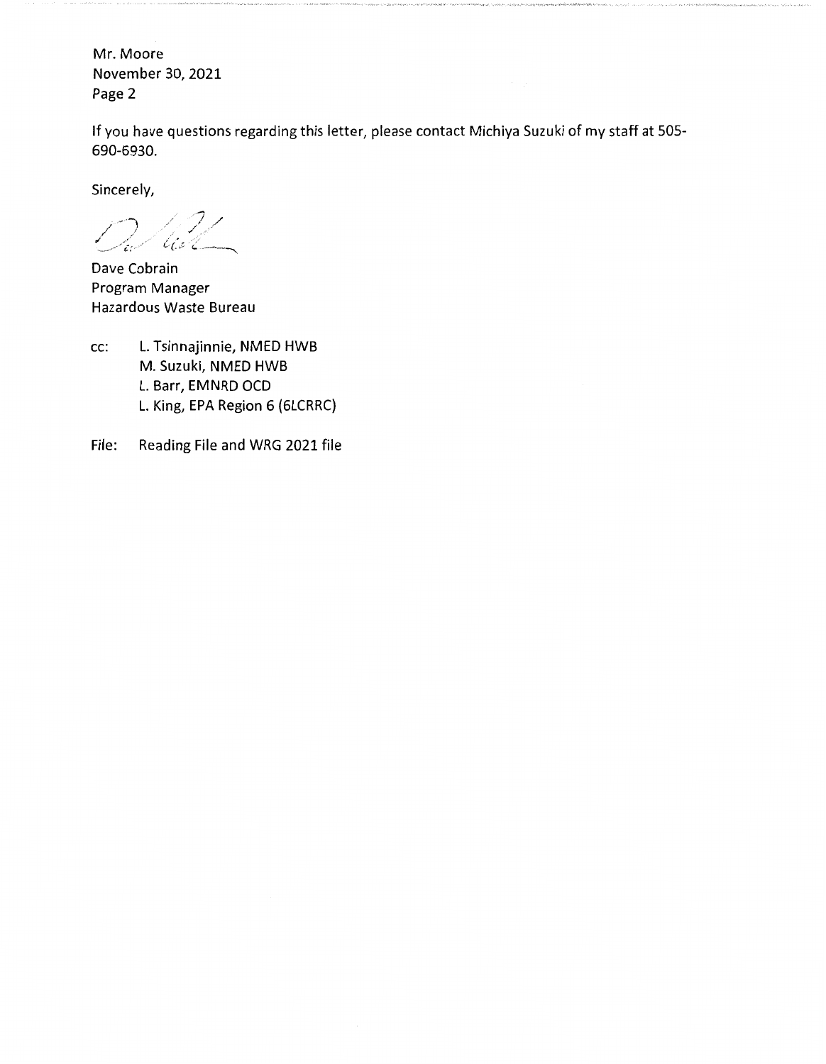If you have questions regarding this letter, please contact Michiya Suzuki of my staff at 505-690-6930.

Sincerely,

Dave Cobrain
Program Manager
Hazardous Waste Bureau

cc: L. Tsinnajinnie, NMED HWB
M. Suzuki, NMED HWB
L. Barr, EMNRD OCD
L. King, EPA Region 6 (6LCRRC)

File: Reading File and WRG 2021 file